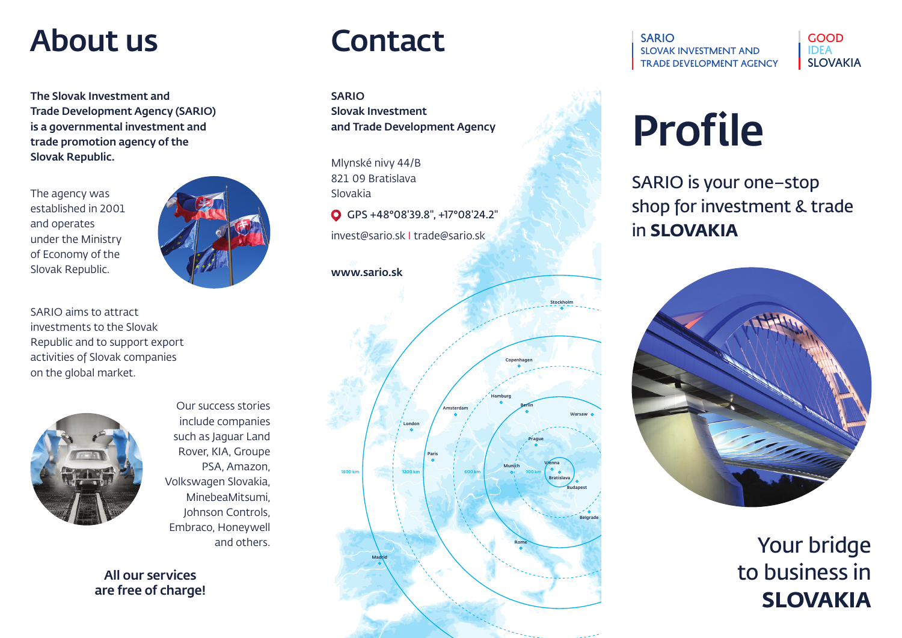# About us

**The Slovak Investment and Trade Development Agency (SARIO) is a governmental investment and trade promotion agency of the Slovak Republic.**

The agency was established in 2001 and operates under the Ministry of Economy of the Slovak Republic.

SARIO aims to attract investments to the Slovak Republic and to support export activities of Slovak companies on the global market.

Our success stories include companies such as Jaguar Land Rover, KIA, Groupe PSA, Amazon, Volkswagen Slovakia, MinebeaMitsumi, Johnson Controls, Embraco, Honeywell and others.

**All our services are free of charge!**

# Contact

**SARIO**
**Slovak Investment and Trade Development Agency**

Mlynské nivy 44/B
821 09 Bratislava
Slovakia

GPS +48°08'39.8", +17°08'24.2"

invest@sario.sk | trade@sario.sk

**www.sario.sk**

SARIO
SLOVAK INVESTMENT AND TRADE DEVELOPMENT AGENCY

GOOD IDEA SLOVAKIA

# Profile

SARIO is your one–stop shop for investment & trade in **SLOVAKIA**

Your bridge to business in **SLOVAKIA**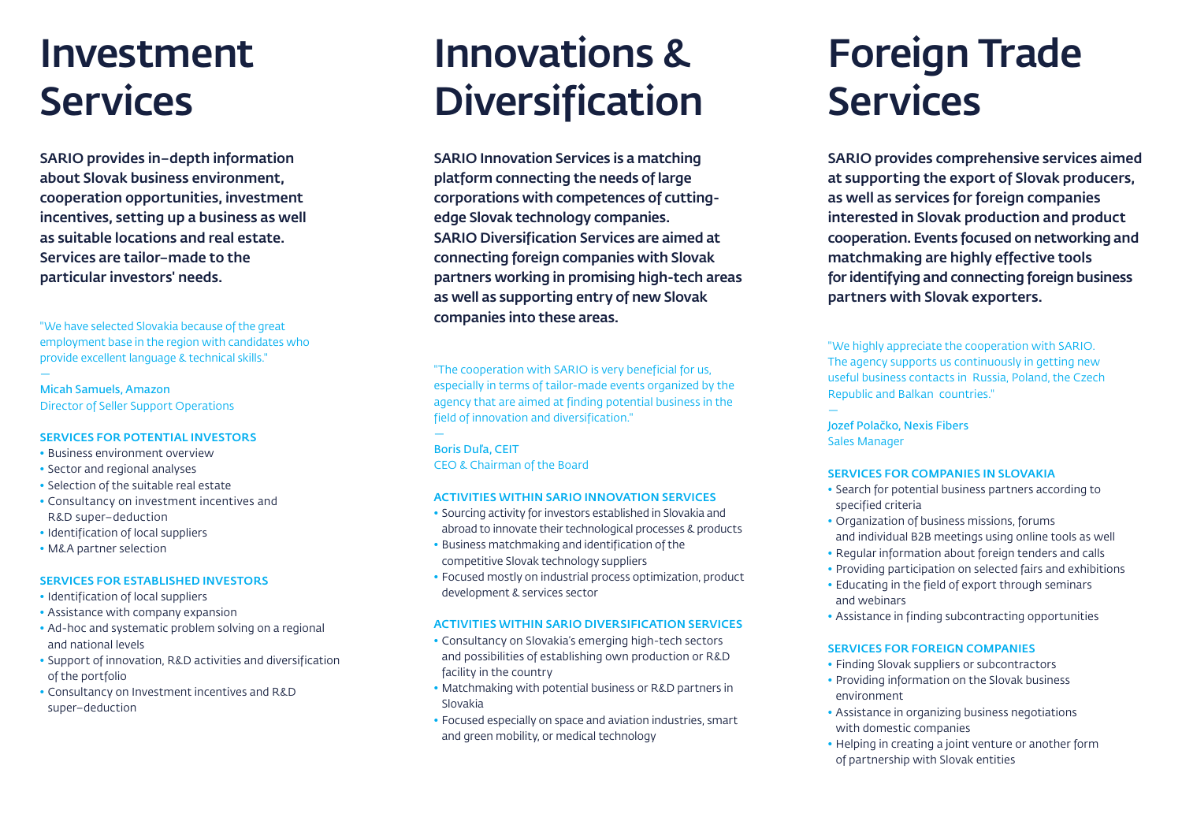# Investment Services

**SARIO provides in-depth information about Slovak business environment, cooperation opportunities, investment incentives, setting up a business as well as suitable locations and real estate. Services are tailor-made to the particular investors' needs.**

"We have selected Slovakia because of the great employment base in the region with candidates who provide excellent language & technical skills."

—

Micah Samuels, Amazon
Director of Seller Support Operations

### SERVICES FOR POTENTIAL INVESTORS

- Business environment overview
- Sector and regional analyses
- Selection of the suitable real estate
- Consultancy on investment incentives and R&D super-deduction
- Identification of local suppliers
- M&A partner selection

### SERVICES FOR ESTABLISHED INVESTORS

- Identification of local suppliers
- Assistance with company expansion
- Ad-hoc and systematic problem solving on a regional and national levels
- Support of innovation, R&D activities and diversification of the portfolio
- Consultancy on Investment incentives and R&D super-deduction

# Innovations & Diversification

**SARIO Innovation Services is a matching platform connecting the needs of large corporations with competences of cutting-edge Slovak technology companies. SARIO Diversification Services are aimed at connecting foreign companies with Slovak partners working in promising high-tech areas as well as supporting entry of new Slovak companies into these areas.**

"The cooperation with SARIO is very beneficial for us, especially in terms of tailor-made events organized by the agency that are aimed at finding potential business in the field of innovation and diversification."

—

Boris Duľa, CEIT
CEO & Chairman of the Board

### ACTIVITIES WITHIN SARIO INNOVATION SERVICES

- Sourcing activity for investors established in Slovakia and abroad to innovate their technological processes & products
- Business matchmaking and identification of the competitive Slovak technology suppliers
- Focused mostly on industrial process optimization, product development & services sector

### ACTIVITIES WITHIN SARIO DIVERSIFICATION SERVICES

- Consultancy on Slovakia's emerging high-tech sectors and possibilities of establishing own production or R&D facility in the country
- Matchmaking with potential business or R&D partners in Slovakia
- Focused especially on space and aviation industries, smart and green mobility, or medical technology

# Foreign Trade Services

**SARIO provides comprehensive services aimed at supporting the export of Slovak producers, as well as services for foreign companies interested in Slovak production and product cooperation. Events focused on networking and matchmaking are highly effective tools for identifying and connecting foreign business partners with Slovak exporters.**

"We highly appreciate the cooperation with SARIO. The agency supports us continuously in getting new useful business contacts in Russia, Poland, the Czech Republic and Balkan countries."

—

Jozef Polačko, Nexis Fibers
Sales Manager

### SERVICES FOR COMPANIES IN SLOVAKIA

- Search for potential business partners according to specified criteria
- Organization of business missions, forums and individual B2B meetings using online tools as well
- Regular information about foreign tenders and calls
- Providing participation on selected fairs and exhibitions
- Educating in the field of export through seminars and webinars
- Assistance in finding subcontracting opportunities

### SERVICES FOR FOREIGN COMPANIES

- Finding Slovak suppliers or subcontractors
- Providing information on the Slovak business environment
- Assistance in organizing business negotiations with domestic companies
- Helping in creating a joint venture or another form of partnership with Slovak entities